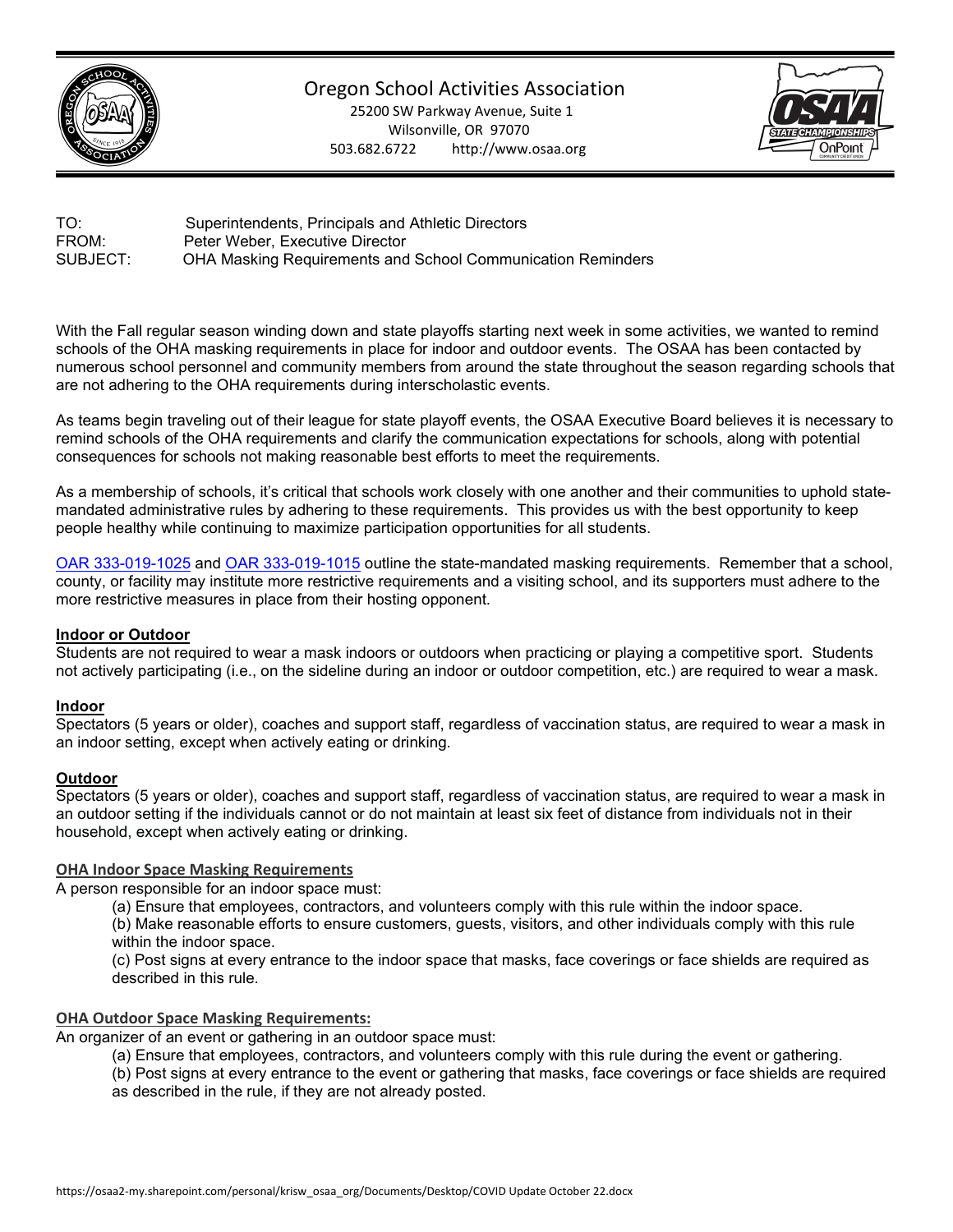# Oregon School Activities Association

25200 SW Parkway Avenue, Suite 1
Wilsonville, OR 97070
503.682.6722 http://www.osaa.org

TO: Superintendents, Principals and Athletic Directors
FROM: Peter Weber, Executive Director
SUBJECT: OHA Masking Requirements and School Communication Reminders

With the Fall regular season winding down and state playoffs starting next week in some activities, we wanted to remind schools of the OHA masking requirements in place for indoor and outdoor events. The OSAA has been contacted by numerous school personnel and community members from around the state throughout the season regarding schools that are not adhering to the OHA requirements during interscholastic events.

As teams begin traveling out of their league for state playoff events, the OSAA Executive Board believes it is necessary to remind schools of the OHA requirements and clarify the communication expectations for schools, along with potential consequences for schools not making reasonable best efforts to meet the requirements.

As a membership of schools, it's critical that schools work closely with one another and their communities to uphold state-mandated administrative rules by adhering to these requirements. This provides us with the best opportunity to keep people healthy while continuing to maximize participation opportunities for all students.

OAR 333-019-1025 and OAR 333-019-1015 outline the state-mandated masking requirements. Remember that a school, county, or facility may institute more restrictive requirements and a visiting school, and its supporters must adhere to the more restrictive measures in place from their hosting opponent.

**Indoor or Outdoor**

Students are not required to wear a mask indoors or outdoors when practicing or playing a competitive sport. Students not actively participating (i.e., on the sideline during an indoor or outdoor competition, etc.) are required to wear a mask.

**Indoor**

Spectators (5 years or older), coaches and support staff, regardless of vaccination status, are required to wear a mask in an indoor setting, except when actively eating or drinking.

**Outdoor**

Spectators (5 years or older), coaches and support staff, regardless of vaccination status, are required to wear a mask in an outdoor setting if the individuals cannot or do not maintain at least six feet of distance from individuals not in their household, except when actively eating or drinking.

**OHA Indoor Space Masking Requirements**

A person responsible for an indoor space must:

(a) Ensure that employees, contractors, and volunteers comply with this rule within the indoor space.
(b) Make reasonable efforts to ensure customers, guests, visitors, and other individuals comply with this rule within the indoor space.
(c) Post signs at every entrance to the indoor space that masks, face coverings or face shields are required as described in this rule.

**OHA Outdoor Space Masking Requirements:**

An organizer of an event or gathering in an outdoor space must:

(a) Ensure that employees, contractors, and volunteers comply with this rule during the event or gathering.
(b) Post signs at every entrance to the event or gathering that masks, face coverings or face shields are required as described in the rule, if they are not already posted.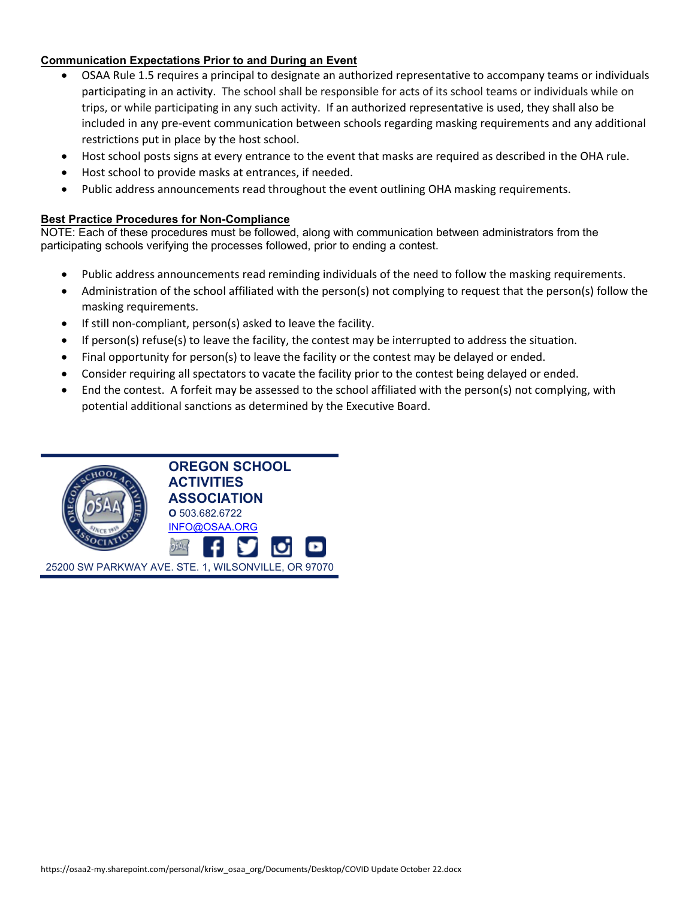**Communication Expectations Prior to and During an Event**

- OSAA Rule 1.5 requires a principal to designate an authorized representative to accompany teams or individuals participating in an activity. The school shall be responsible for acts of its school teams or individuals while on trips, or while participating in any such activity. If an authorized representative is used, they shall also be included in any pre-event communication between schools regarding masking requirements and any additional restrictions put in place by the host school.
- Host school posts signs at every entrance to the event that masks are required as described in the OHA rule.
- Host school to provide masks at entrances, if needed.
- Public address announcements read throughout the event outlining OHA masking requirements.

**Best Practice Procedures for Non-Compliance**

NOTE: Each of these procedures must be followed, along with communication between administrators from the participating schools verifying the processes followed, prior to ending a contest.

- Public address announcements read reminding individuals of the need to follow the masking requirements.
- Administration of the school affiliated with the person(s) not complying to request that the person(s) follow the masking requirements.
- If still non-compliant, person(s) asked to leave the facility.
- If person(s) refuse(s) to leave the facility, the contest may be interrupted to address the situation.
- Final opportunity for person(s) to leave the facility or the contest may be delayed or ended.
- Consider requiring all spectators to vacate the facility prior to the contest being delayed or ended.
- End the contest. A forfeit may be assessed to the school affiliated with the person(s) not complying, with potential additional sanctions as determined by the Executive Board.

**OREGON SCHOOL ACTIVITIES ASSOCIATION**

O 503.682.6722

INFO@OSAA.ORG

25200 SW PARKWAY AVE. STE. 1, WILSONVILLE, OR 97070